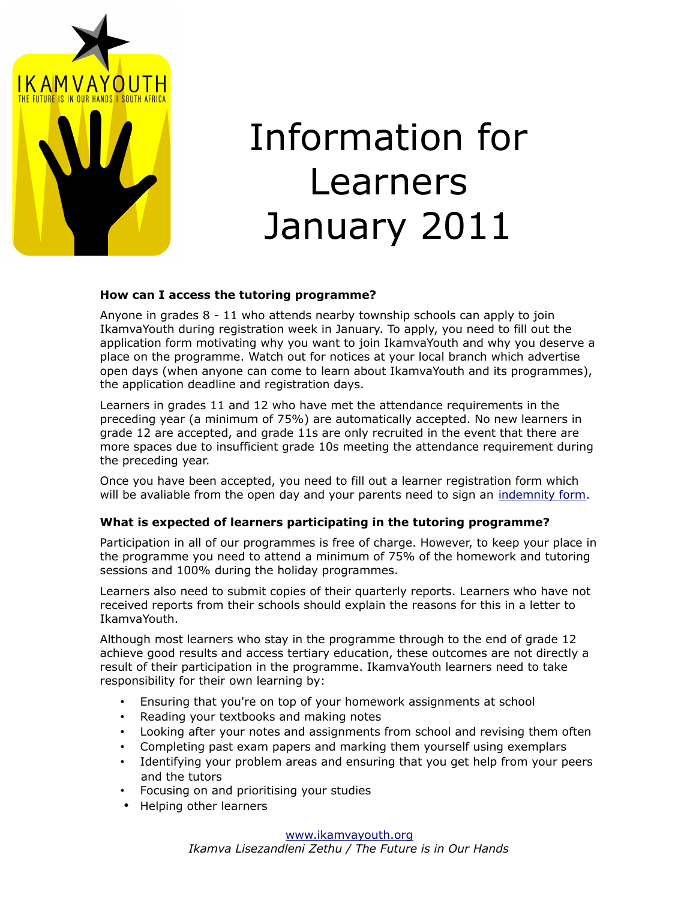# Information for Learners January 2011

### How can I access the tutoring programme?

Anyone in grades 8 - 11 who attends nearby township schools can apply to join IkamvaYouth during registration week in January. To apply, you need to fill out the application form motivating why you want to join IkamvaYouth and why you deserve a place on the programme. Watch out for notices at your local branch which advertise open days (when anyone can come to learn about IkamvaYouth and its programmes), the application deadline and registration days.

Learners in grades 11 and 12 who have met the attendance requirements in the preceding year (a minimum of 75%) are automatically accepted. No new learners in grade 12 are accepted, and grade 11s are only recruited in the event that there are more spaces due to insufficient grade 10s meeting the attendance requirement during the preceding year.

Once you have been accepted, you need to fill out a learner registration form which will be avaliable from the open day and your parents need to sign an indemnity form.

### What is expected of learners participating in the tutoring programme?

Participation in all of our programmes is free of charge. However, to keep your place in the programme you need to attend a minimum of 75% of the homework and tutoring sessions and 100% during the holiday programmes.

Learners also need to submit copies of their quarterly reports. Learners who have not received reports from their schools should explain the reasons for this in a letter to IkamvaYouth.

Although most learners who stay in the programme through to the end of grade 12 achieve good results and access tertiary education, these outcomes are not directly a result of their participation in the programme. IkamvaYouth learners need to take responsibility for their own learning by:

- Ensuring that you're on top of your homework assignments at school
- Reading your textbooks and making notes
- Looking after your notes and assignments from school and revising them often
- Completing past exam papers and marking them yourself using exemplars
- Identifying your problem areas and ensuring that you get help from your peers and the tutors
- Focusing on and prioritising your studies
- Helping other learners

www.ikamvayouth.org

*Ikamva Lisezandleni Zethu / The Future is in Our Hands*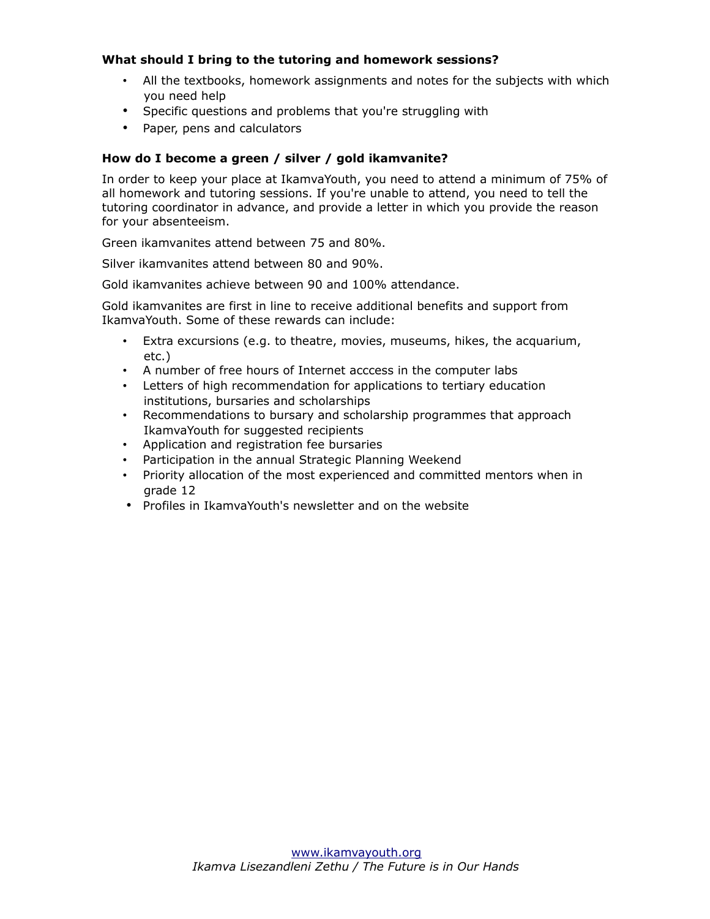**What should I bring to the tutoring and homework sessions?**

- All the textbooks, homework assignments and notes for the subjects with which you need help
- Specific questions and problems that you're struggling with
- Paper, pens and calculators

**How do I become a green / silver / gold ikamvanite?**

In order to keep your place at IkamvaYouth, you need to attend a minimum of 75% of all homework and tutoring sessions. If you're unable to attend, you need to tell the tutoring coordinator in advance, and provide a letter in which you provide the reason for your absenteeism.

Green ikamvanites attend between 75 and 80%.

Silver ikamvanites attend between 80 and 90%.

Gold ikamvanites achieve between 90 and 100% attendance.

Gold ikamvanites are first in line to receive additional benefits and support from IkamvaYouth. Some of these rewards can include:

- Extra excursions (e.g. to theatre, movies, museums, hikes, the acquarium, etc.)
- A number of free hours of Internet acccess in the computer labs
- Letters of high recommendation for applications to tertiary education institutions, bursaries and scholarships
- Recommendations to bursary and scholarship programmes that approach IkamvaYouth for suggested recipients
- Application and registration fee bursaries
- Participation in the annual Strategic Planning Weekend
- Priority allocation of the most experienced and committed mentors when in grade 12
- Profiles in IkamvaYouth's newsletter and on the website